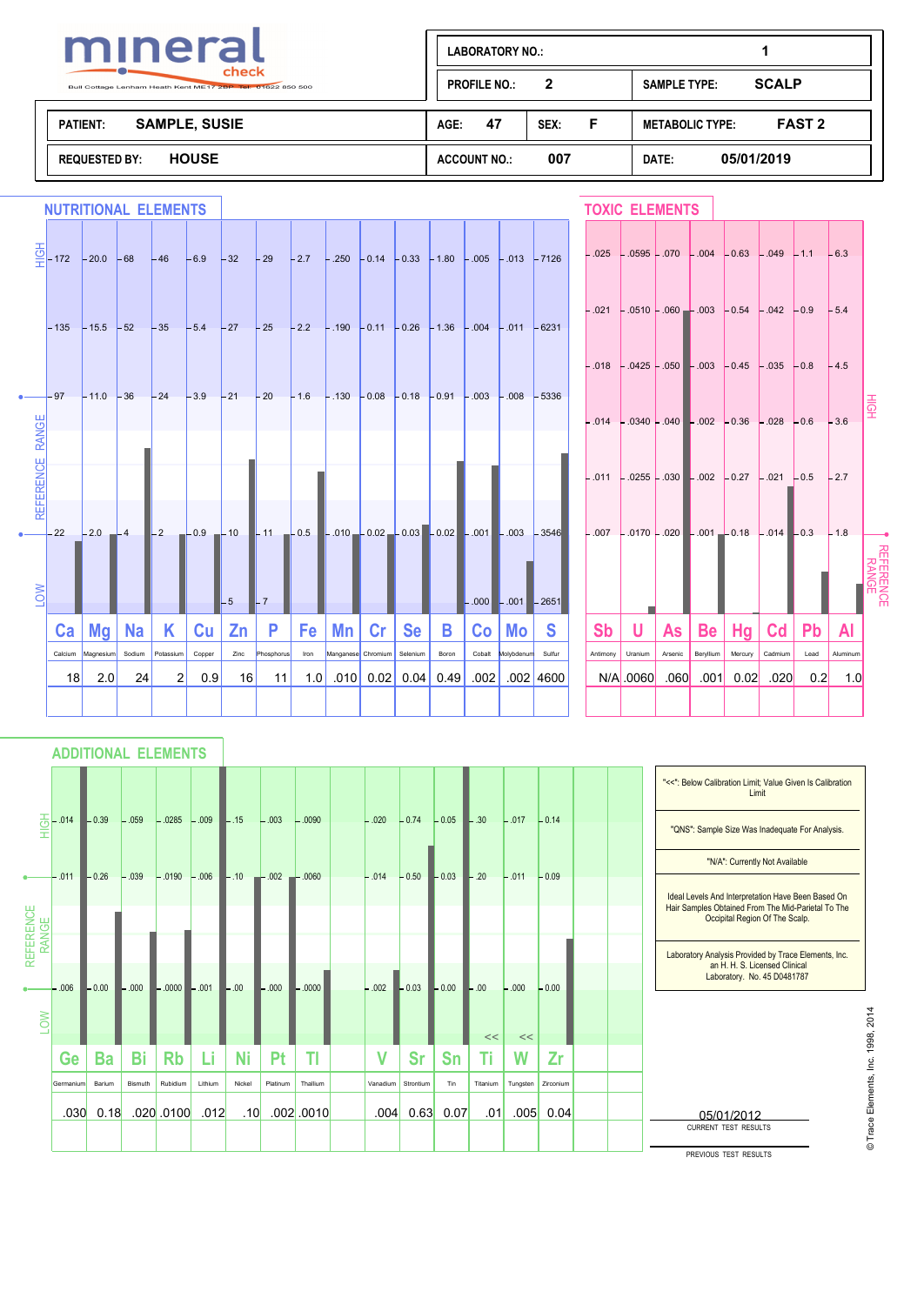# mineral check

Bull Cottage Lenham Heath Kent ME17 2BP Tel: 01622 850 500

| LABORATORY NO.: | 1 | | |
|---|---|---|---|
| PROFILE NO.: | 2 | SAMPLE TYPE: | SCALP |

| PATIENT: | SAMPLE, SUSIE | AGE: | 47 | SEX: | F | METABOLIC TYPE: | FAST 2 |
|---|---|---|---|---|---|---|---|
| REQUESTED BY: | HOUSE | ACCOUNT NO.: | 007 | | | DATE: | 05/01/2019 |

## NUTRITIONAL ELEMENTS

| | Ca | Mg | Na | K | Cu | Zn | P | Fe | Mn | Cr | Se | B | Co | Mo | S |
|---|---|---|---|---|---|---|---|---|---|---|---|---|---|---|---|
| | Calcium | Magnesium | Sodium | Potassium | Copper | Zinc | Phosphorus | Iron | Manganese | Chromium | Selenium | Boron | Cobalt | Molybdenum | Sulfur |
| HIGH | 172 | 20.0 | 68 | 46 | 6.9 | 32 | 29 | 2.7 | .250 | 0.14 | 0.33 | 1.80 | .005 | .013 | 7126 |
| | 135 | 15.5 | 52 | 35 | 5.4 | 27 | 25 | 2.2 | .190 | 0.11 | 0.26 | 1.36 | .004 | .011 | 6231 |
| REFERENCE RANGE (high) | 97 | 11.0 | 36 | 24 | 3.9 | 21 | 20 | 1.6 | .130 | 0.08 | 0.18 | 0.91 | .003 | .008 | 5336 |
| REFERENCE RANGE (low) | 22 | 2.0 | 4 | 2 | 0.9 | 10 | 11 | 0.5 | .010 | 0.02 | 0.03 | 0.02 | .001 | .003 | 3546 |
| LOW | | | | | | 5 | 7 | | | | | | .000 | .001 | 2651 |
| Result | 18 | 2.0 | 24 | 2 | 0.9 | 16 | 11 | 1.0 | .010 | 0.02 | 0.04 | 0.49 | .002 | .002 | 4600 |

## TOXIC ELEMENTS

| | Sb | U | As | Be | Hg | Cd | Pb | Al |
|---|---|---|---|---|---|---|---|---|
| | Antimony | Uranium | Arsenic | Beryllium | Mercury | Cadmium | Lead | Aluminum |
| HIGH | .025 | .0595 | .070 | .004 | 0.63 | .049 | 1.1 | 6.3 |
| | .021 | .0510 | .060 | .003 | 0.54 | .042 | 0.9 | 5.4 |
| | .018 | .0425 | .050 | .003 | 0.45 | .035 | 0.8 | 4.5 |
| | .014 | .0340 | .040 | .002 | 0.36 | .028 | 0.6 | 3.6 |
| | .011 | .0255 | .030 | .002 | 0.27 | .021 | 0.5 | 2.7 |
| REFERENCE RANGE | .007 | .0170 | .020 | .001 | 0.18 | .014 | 0.3 | 1.8 |
| Result | N/A | .0060 | .060 | .001 | 0.02 | .020 | 0.2 | 1.0 |

## ADDITIONAL ELEMENTS

| | Ge | Ba | Bi | Rb | Li | Ni | Pt | Tl | V | Sr | Sn | Ti | W | Zr |
|---|---|---|---|---|---|---|---|---|---|---|---|---|---|---|
| | Germanium | Barium | Bismuth | Rubidium | Lithium | Nickel | Platinum | Thallium | Vanadium | Strontium | Tin | Titanium | Tungsten | Zirconium |
| HIGH | .014 | 0.39 | .059 | .0285 | .009 | .15 | .003 | .0090 | .020 | 0.74 | 0.05 | .30 | .017 | 0.14 |
| REFERENCE RANGE (high) | .011 | 0.26 | .039 | .0190 | .006 | .10 | .002 | .0060 | .014 | 0.50 | 0.03 | .20 | .011 | 0.09 |
| REFERENCE RANGE (low) | .006 | 0.00 | .000 | .0000 | .001 | .00 | .000 | .0000 | .002 | 0.03 | 0.00 | .00 | .000 | 0.00 |
| LOW | | | | | | | | | | | | << | << | |
| Result | .030 | 0.18 | .020 | .0100 | .012 | .10 | .002 | .0010 | .004 | 0.63 | 0.07 | .01 | .005 | 0.04 |

"<<": Below Calibration Limit; Value Given Is Calibration Limit

"QNS": Sample Size Was Inadequate For Analysis.

"N/A": Currently Not Available

Ideal Levels And Interpretation Have Been Based On Hair Samples Obtained From The Mid-Parietal To The Occipital Region Of The Scalp.

Laboratory Analysis Provided by Trace Elements, Inc. an H. H. S. Licensed Clinical Laboratory. No. 45 D0481787

05/01/2012
CURRENT TEST RESULTS

PREVIOUS TEST RESULTS

© Trace Elements, Inc. 1998, 2014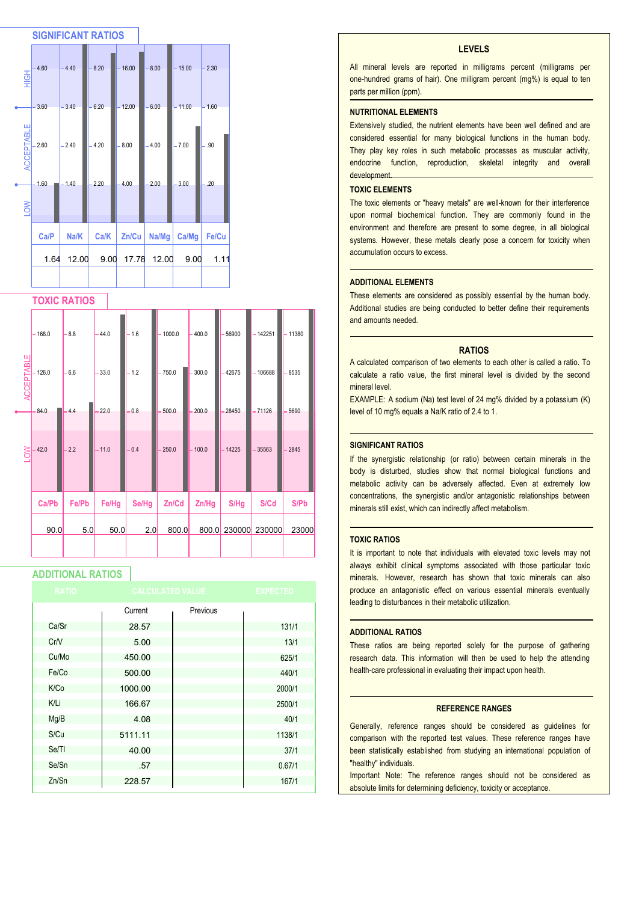## SIGNIFICANT RATIOS

| | Ca/P | Na/K | Ca/K | Zn/Cu | Na/Mg | Ca/Mg | Fe/Cu |
|---|---|---|---|---|---|---|---|
| HIGH | 4.60 | 4.40 | 8.20 | 16.00 | 8.00 | 15.00 | 2.30 |
| | 3.60 | 3.40 | 6.20 | 12.00 | 6.00 | 11.00 | 1.60 |
| ACCEPTABLE | 2.60 | 2.40 | 4.20 | 8.00 | 4.00 | 7.00 | .90 |
| | 1.60 | 1.40 | 2.20 | 4.00 | 2.00 | 3.00 | .20 |
| LOW | | | | | | | |
| Result | 1.64 | 12.00 | 9.00 | 17.78 | 12.00 | 9.00 | 1.11 |

## TOXIC RATIOS

| | Ca/Pb | Fe/Pb | Fe/Hg | Se/Hg | Zn/Cd | Zn/Hg | S/Hg | S/Cd | S/Pb |
|---|---|---|---|---|---|---|---|---|---|
| ACCEPTABLE | 168.0 | 8.8 | 44.0 | 1.6 | 1000.0 | 400.0 | 56900 | 142251 | 11380 |
| | 126.0 | 6.6 | 33.0 | 1.2 | 750.0 | 300.0 | 42675 | 106688 | 8535 |
| | 84.0 | 4.4 | 22.0 | 0.8 | 500.0 | 200.0 | 28450 | 71126 | 5690 |
| LOW | 42.0 | 2.2 | 11.0 | 0.4 | 250.0 | 100.0 | 14225 | 35563 | 2845 |
| Result | 90.0 | 5.0 | 50.0 | 2.0 | 800.0 | 800.0 | 230000 | 230000 | 23000 |

## ADDITIONAL RATIOS

| RATIO | CALCULATED VALUE Current | Previous | EXPECTED |
|---|---|---|---|
| Ca/Sr | 28.57 | | 131/1 |
| Cr/V | 5.00 | | 13/1 |
| Cu/Mo | 450.00 | | 625/1 |
| Fe/Co | 500.00 | | 440/1 |
| K/Co | 1000.00 | | 2000/1 |
| K/Li | 166.67 | | 2500/1 |
| Mg/B | 4.08 | | 40/1 |
| S/Cu | 5111.11 | | 1138/1 |
| Se/Tl | 40.00 | | 37/1 |
| Se/Sn | .57 | | 0.67/1 |
| Zn/Sn | 228.57 | | 167/1 |

## LEVELS

All mineral levels are reported in milligrams percent (milligrams per one-hundred grams of hair). One milligram percent (mg%) is equal to ten parts per million (ppm).

### NUTRITIONAL ELEMENTS

Extensively studied, the nutrient elements have been well defined and are considered essential for many biological functions in the human body. They play key roles in such metabolic processes as muscular activity, endocrine function, reproduction, skeletal integrity and overall development.

### TOXIC ELEMENTS

The toxic elements or "heavy metals" are well-known for their interference upon normal biochemical function. They are commonly found in the environment and therefore are present to some degree, in all biological systems. However, these metals clearly pose a concern for toxicity when accumulation occurs to excess.

### ADDITIONAL ELEMENTS

These elements are considered as possibly essential by the human body. Additional studies are being conducted to better define their requirements and amounts needed.

## RATIOS

A calculated comparison of two elements to each other is called a ratio. To calculate a ratio value, the first mineral level is divided by the second mineral level.

EXAMPLE: A sodium (Na) test level of 24 mg% divided by a potassium (K) level of 10 mg% equals a Na/K ratio of 2.4 to 1.

### SIGNIFICANT RATIOS

If the synergistic relationship (or ratio) between certain minerals in the body is disturbed, studies show that normal biological functions and metabolic activity can be adversely affected. Even at extremely low concentrations, the synergistic and/or antagonistic relationships between minerals still exist, which can indirectly affect metabolism.

### TOXIC RATIOS

It is important to note that individuals with elevated toxic levels may not always exhibit clinical symptoms associated with those particular toxic minerals. However, research has shown that toxic minerals can also produce an antagonistic effect on various essential minerals eventually leading to disturbances in their metabolic utilization.

### ADDITIONAL RATIOS

These ratios are being reported solely for the purpose of gathering research data. This information will then be used to help the attending health-care professional in evaluating their impact upon health.

## REFERENCE RANGES

Generally, reference ranges should be considered as guidelines for comparison with the reported test values. These reference ranges have been statistically established from studying an international population of "healthy" individuals.

Important Note: The reference ranges should not be considered as absolute limits for determining deficiency, toxicity or acceptance.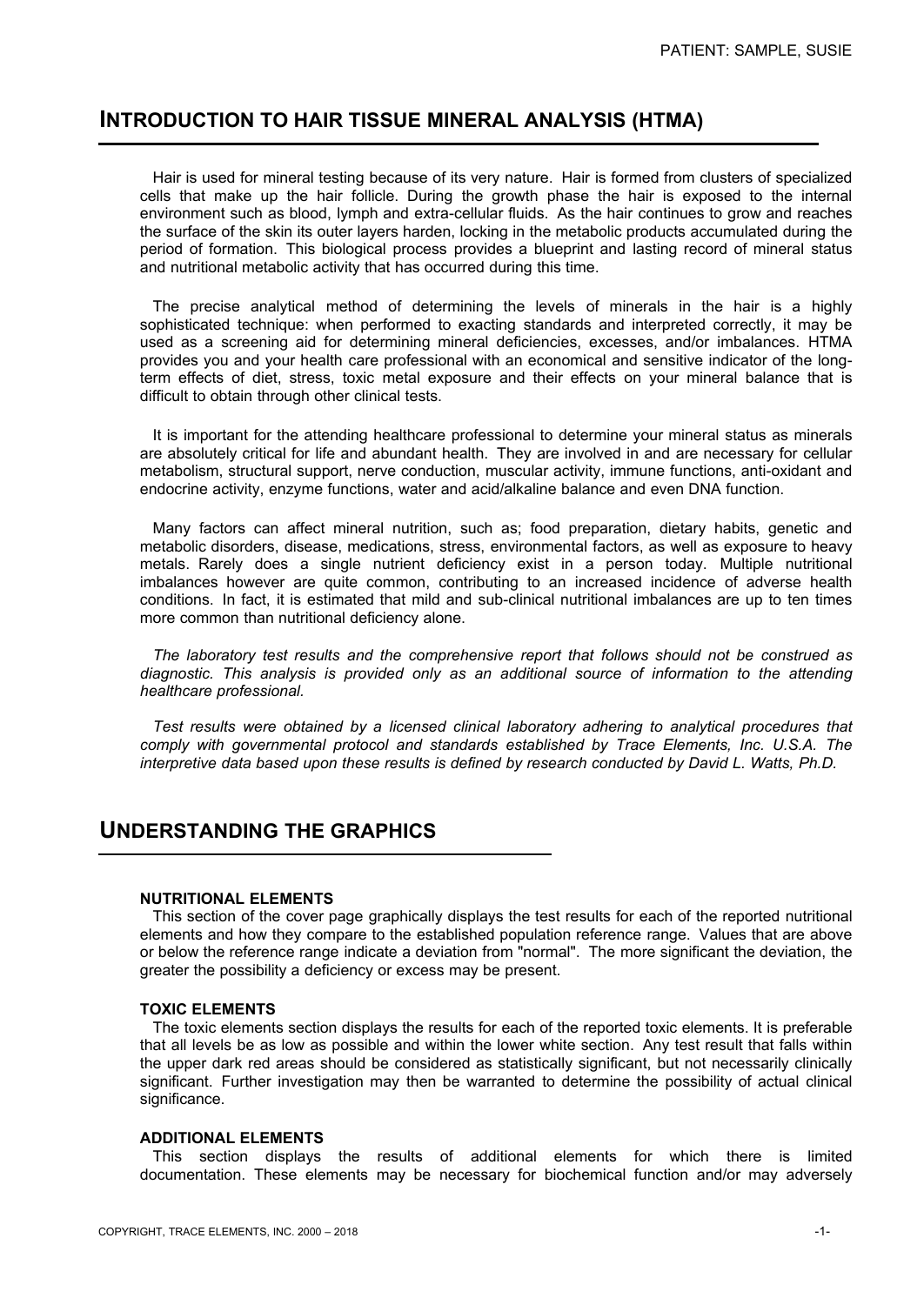## INTRODUCTION TO HAIR TISSUE MINERAL ANALYSIS (HTMA)

Hair is used for mineral testing because of its very nature. Hair is formed from clusters of specialized cells that make up the hair follicle. During the growth phase the hair is exposed to the internal environment such as blood, lymph and extra-cellular fluids. As the hair continues to grow and reaches the surface of the skin its outer layers harden, locking in the metabolic products accumulated during the period of formation. This biological process provides a blueprint and lasting record of mineral status and nutritional metabolic activity that has occurred during this time.

The precise analytical method of determining the levels of minerals in the hair is a highly sophisticated technique: when performed to exacting standards and interpreted correctly, it may be used as a screening aid for determining mineral deficiencies, excesses, and/or imbalances. HTMA provides you and your health care professional with an economical and sensitive indicator of the long-term effects of diet, stress, toxic metal exposure and their effects on your mineral balance that is difficult to obtain through other clinical tests.

It is important for the attending healthcare professional to determine your mineral status as minerals are absolutely critical for life and abundant health. They are involved in and are necessary for cellular metabolism, structural support, nerve conduction, muscular activity, immune functions, anti-oxidant and endocrine activity, enzyme functions, water and acid/alkaline balance and even DNA function.

Many factors can affect mineral nutrition, such as; food preparation, dietary habits, genetic and metabolic disorders, disease, medications, stress, environmental factors, as well as exposure to heavy metals. Rarely does a single nutrient deficiency exist in a person today. Multiple nutritional imbalances however are quite common, contributing to an increased incidence of adverse health conditions. In fact, it is estimated that mild and sub-clinical nutritional imbalances are up to ten times more common than nutritional deficiency alone.

*The laboratory test results and the comprehensive report that follows should not be construed as diagnostic. This analysis is provided only as an additional source of information to the attending healthcare professional.*

*Test results were obtained by a licensed clinical laboratory adhering to analytical procedures that comply with governmental protocol and standards established by Trace Elements, Inc. U.S.A. The interpretive data based upon these results is defined by research conducted by David L. Watts, Ph.D.*

## UNDERSTANDING THE GRAPHICS

**NUTRITIONAL ELEMENTS**

This section of the cover page graphically displays the test results for each of the reported nutritional elements and how they compare to the established population reference range. Values that are above or below the reference range indicate a deviation from "normal". The more significant the deviation, the greater the possibility a deficiency or excess may be present.

**TOXIC ELEMENTS**

The toxic elements section displays the results for each of the reported toxic elements. It is preferable that all levels be as low as possible and within the lower white section. Any test result that falls within the upper dark red areas should be considered as statistically significant, but not necessarily clinically significant. Further investigation may then be warranted to determine the possibility of actual clinical significance.

**ADDITIONAL ELEMENTS**

This section displays the results of additional elements for which there is limited documentation. These elements may be necessary for biochemical function and/or may adversely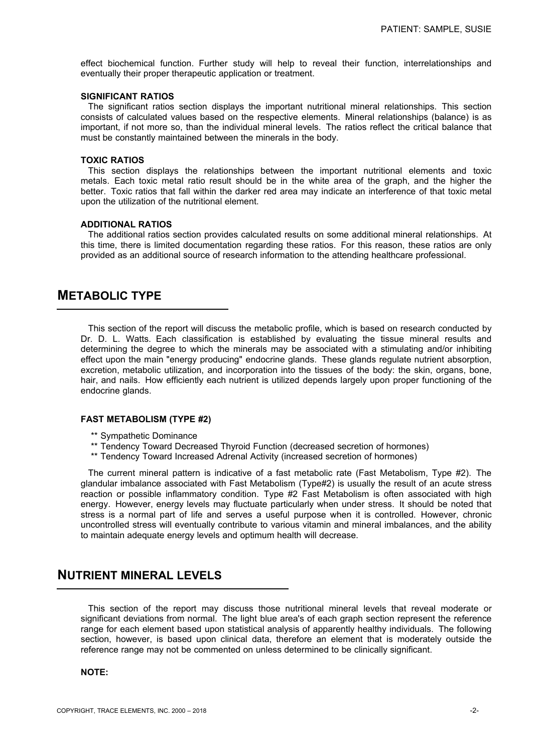effect biochemical function. Further study will help to reveal their function, interrelationships and eventually their proper therapeutic application or treatment.

**SIGNIFICANT RATIOS**

The significant ratios section displays the important nutritional mineral relationships. This section consists of calculated values based on the respective elements. Mineral relationships (balance) is as important, if not more so, than the individual mineral levels. The ratios reflect the critical balance that must be constantly maintained between the minerals in the body.

**TOXIC RATIOS**

This section displays the relationships between the important nutritional elements and toxic metals. Each toxic metal ratio result should be in the white area of the graph, and the higher the better. Toxic ratios that fall within the darker red area may indicate an interference of that toxic metal upon the utilization of the nutritional element.

**ADDITIONAL RATIOS**

The additional ratios section provides calculated results on some additional mineral relationships. At this time, there is limited documentation regarding these ratios. For this reason, these ratios are only provided as an additional source of research information to the attending healthcare professional.

## METABOLIC TYPE

This section of the report will discuss the metabolic profile, which is based on research conducted by Dr. D. L. Watts. Each classification is established by evaluating the tissue mineral results and determining the degree to which the minerals may be associated with a stimulating and/or inhibiting effect upon the main "energy producing" endocrine glands. These glands regulate nutrient absorption, excretion, metabolic utilization, and incorporation into the tissues of the body: the skin, organs, bone, hair, and nails. How efficiently each nutrient is utilized depends largely upon proper functioning of the endocrine glands.

**FAST METABOLISM (TYPE #2)**

** Sympathetic Dominance
** Tendency Toward Decreased Thyroid Function (decreased secretion of hormones)
** Tendency Toward Increased Adrenal Activity (increased secretion of hormones)

The current mineral pattern is indicative of a fast metabolic rate (Fast Metabolism, Type #2). The glandular imbalance associated with Fast Metabolism (Type#2) is usually the result of an acute stress reaction or possible inflammatory condition. Type #2 Fast Metabolism is often associated with high energy. However, energy levels may fluctuate particularly when under stress. It should be noted that stress is a normal part of life and serves a useful purpose when it is controlled. However, chronic uncontrolled stress will eventually contribute to various vitamin and mineral imbalances, and the ability to maintain adequate energy levels and optimum health will decrease.

## NUTRIENT MINERAL LEVELS

This section of the report may discuss those nutritional mineral levels that reveal moderate or significant deviations from normal. The light blue area's of each graph section represent the reference range for each element based upon statistical analysis of apparently healthy individuals. The following section, however, is based upon clinical data, therefore an element that is moderately outside the reference range may not be commented on unless determined to be clinically significant.

**NOTE:**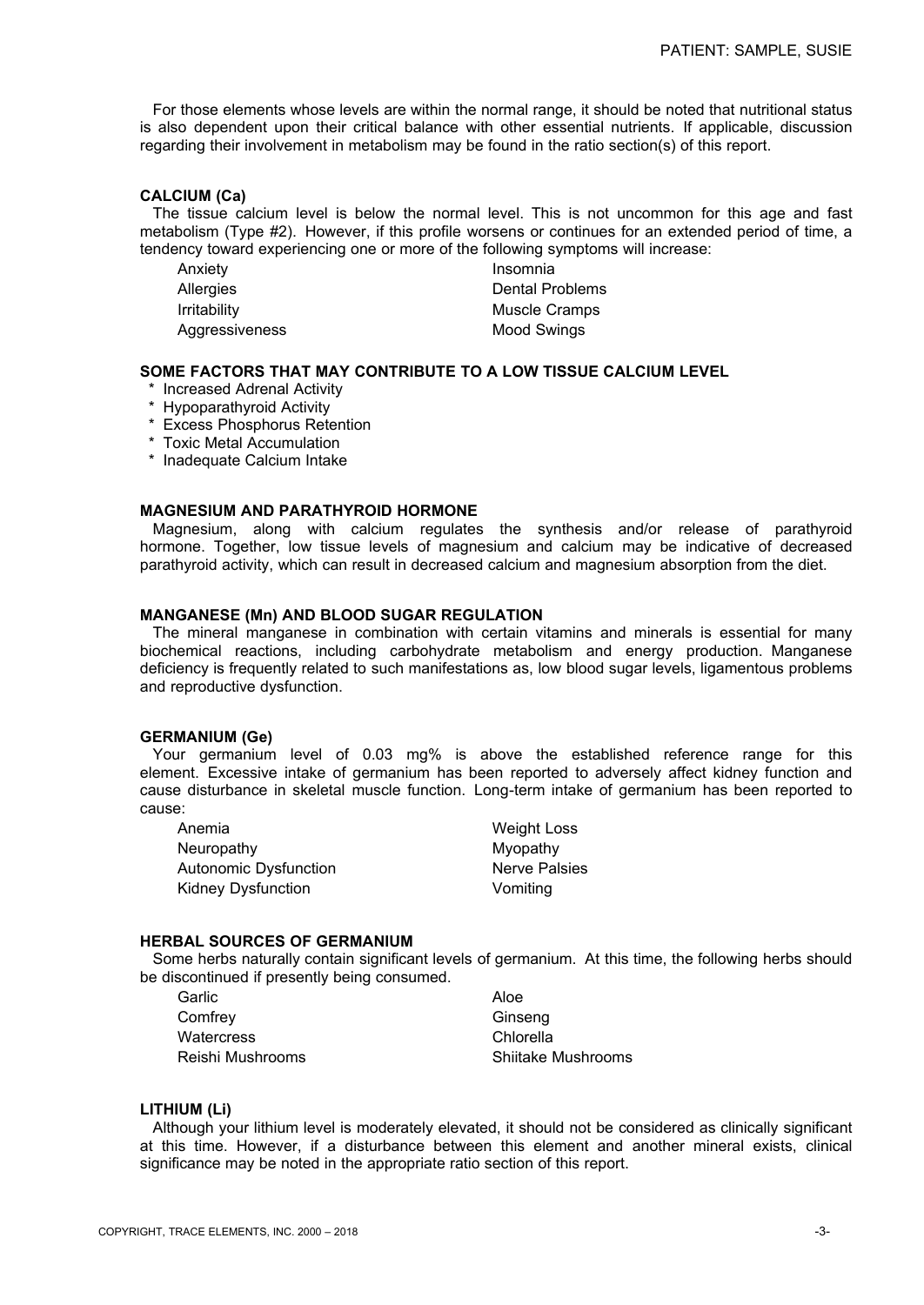For those elements whose levels are within the normal range, it should be noted that nutritional status is also dependent upon their critical balance with other essential nutrients. If applicable, discussion regarding their involvement in metabolism may be found in the ratio section(s) of this report.

### CALCIUM (Ca)

The tissue calcium level is below the normal level. This is not uncommon for this age and fast metabolism (Type #2). However, if this profile worsens or continues for an extended period of time, a tendency toward experiencing one or more of the following symptoms will increase:

- Anxiety
- Allergies
- Irritability
- Aggressiveness
- Insomnia
- Dental Problems
- Muscle Cramps
- Mood Swings

### SOME FACTORS THAT MAY CONTRIBUTE TO A LOW TISSUE CALCIUM LEVEL

* Increased Adrenal Activity
* Hypoparathyroid Activity
* Excess Phosphorus Retention
* Toxic Metal Accumulation
* Inadequate Calcium Intake

### MAGNESIUM AND PARATHYROID HORMONE

Magnesium, along with calcium regulates the synthesis and/or release of parathyroid hormone. Together, low tissue levels of magnesium and calcium may be indicative of decreased parathyroid activity, which can result in decreased calcium and magnesium absorption from the diet.

### MANGANESE (Mn) AND BLOOD SUGAR REGULATION

The mineral manganese in combination with certain vitamins and minerals is essential for many biochemical reactions, including carbohydrate metabolism and energy production. Manganese deficiency is frequently related to such manifestations as, low blood sugar levels, ligamentous problems and reproductive dysfunction.

### GERMANIUM (Ge)

Your germanium level of 0.03 mg% is above the established reference range for this element. Excessive intake of germanium has been reported to adversely affect kidney function and cause disturbance in skeletal muscle function. Long-term intake of germanium has been reported to cause:

- Anemia
- Neuropathy
- Autonomic Dysfunction
- Kidney Dysfunction
- Weight Loss
- Myopathy
- Nerve Palsies
- Vomiting

### HERBAL SOURCES OF GERMANIUM

Some herbs naturally contain significant levels of germanium. At this time, the following herbs should be discontinued if presently being consumed.

- Garlic
- Comfrey
- Watercress
- Reishi Mushrooms
- Aloe
- Ginseng
- Chlorella
- Shiitake Mushrooms

### LITHIUM (Li)

Although your lithium level is moderately elevated, it should not be considered as clinically significant at this time. However, if a disturbance between this element and another mineral exists, clinical significance may be noted in the appropriate ratio section of this report.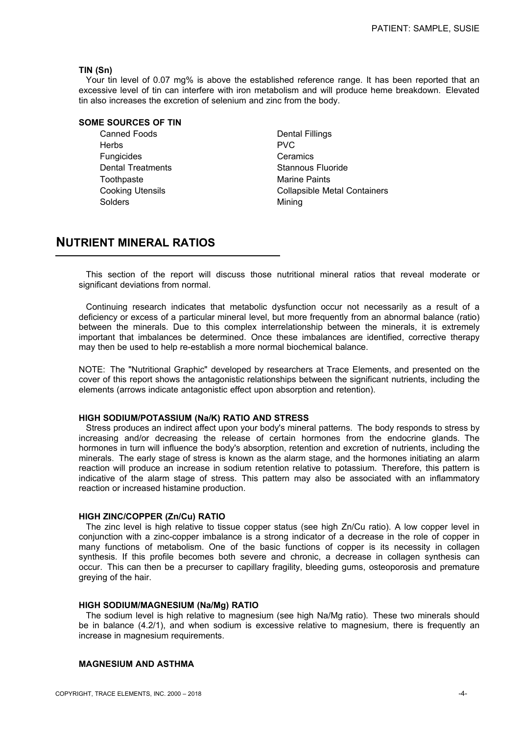**TIN (Sn)**

Your tin level of 0.07 mg% is above the established reference range. It has been reported that an excessive level of tin can interfere with iron metabolism and will produce heme breakdown. Elevated tin also increases the excretion of selenium and zinc from the body.

**SOME SOURCES OF TIN**

- Canned Foods
- Herbs
- Fungicides
- Dental Treatments
- Toothpaste
- Cooking Utensils
- Solders
- Dental Fillings
- PVC
- Ceramics
- Stannous Fluoride
- Marine Paints
- Collapsible Metal Containers
- Mining

## NUTRIENT MINERAL RATIOS

This section of the report will discuss those nutritional mineral ratios that reveal moderate or significant deviations from normal.

Continuing research indicates that metabolic dysfunction occur not necessarily as a result of a deficiency or excess of a particular mineral level, but more frequently from an abnormal balance (ratio) between the minerals. Due to this complex interrelationship between the minerals, it is extremely important that imbalances be determined. Once these imbalances are identified, corrective therapy may then be used to help re-establish a more normal biochemical balance.

NOTE: The "Nutritional Graphic" developed by researchers at Trace Elements, and presented on the cover of this report shows the antagonistic relationships between the significant nutrients, including the elements (arrows indicate antagonistic effect upon absorption and retention).

**HIGH SODIUM/POTASSIUM (Na/K) RATIO AND STRESS**

Stress produces an indirect affect upon your body's mineral patterns. The body responds to stress by increasing and/or decreasing the release of certain hormones from the endocrine glands. The hormones in turn will influence the body's absorption, retention and excretion of nutrients, including the minerals. The early stage of stress is known as the alarm stage, and the hormones initiating an alarm reaction will produce an increase in sodium retention relative to potassium. Therefore, this pattern is indicative of the alarm stage of stress. This pattern may also be associated with an inflammatory reaction or increased histamine production.

**HIGH ZINC/COPPER (Zn/Cu) RATIO**

The zinc level is high relative to tissue copper status (see high Zn/Cu ratio). A low copper level in conjunction with a zinc-copper imbalance is a strong indicator of a decrease in the role of copper in many functions of metabolism. One of the basic functions of copper is its necessity in collagen synthesis. If this profile becomes both severe and chronic, a decrease in collagen synthesis can occur. This can then be a precurser to capillary fragility, bleeding gums, osteoporosis and premature greying of the hair.

**HIGH SODIUM/MAGNESIUM (Na/Mg) RATIO**

The sodium level is high relative to magnesium (see high Na/Mg ratio). These two minerals should be in balance (4.2/1), and when sodium is excessive relative to magnesium, there is frequently an increase in magnesium requirements.

**MAGNESIUM AND ASTHMA**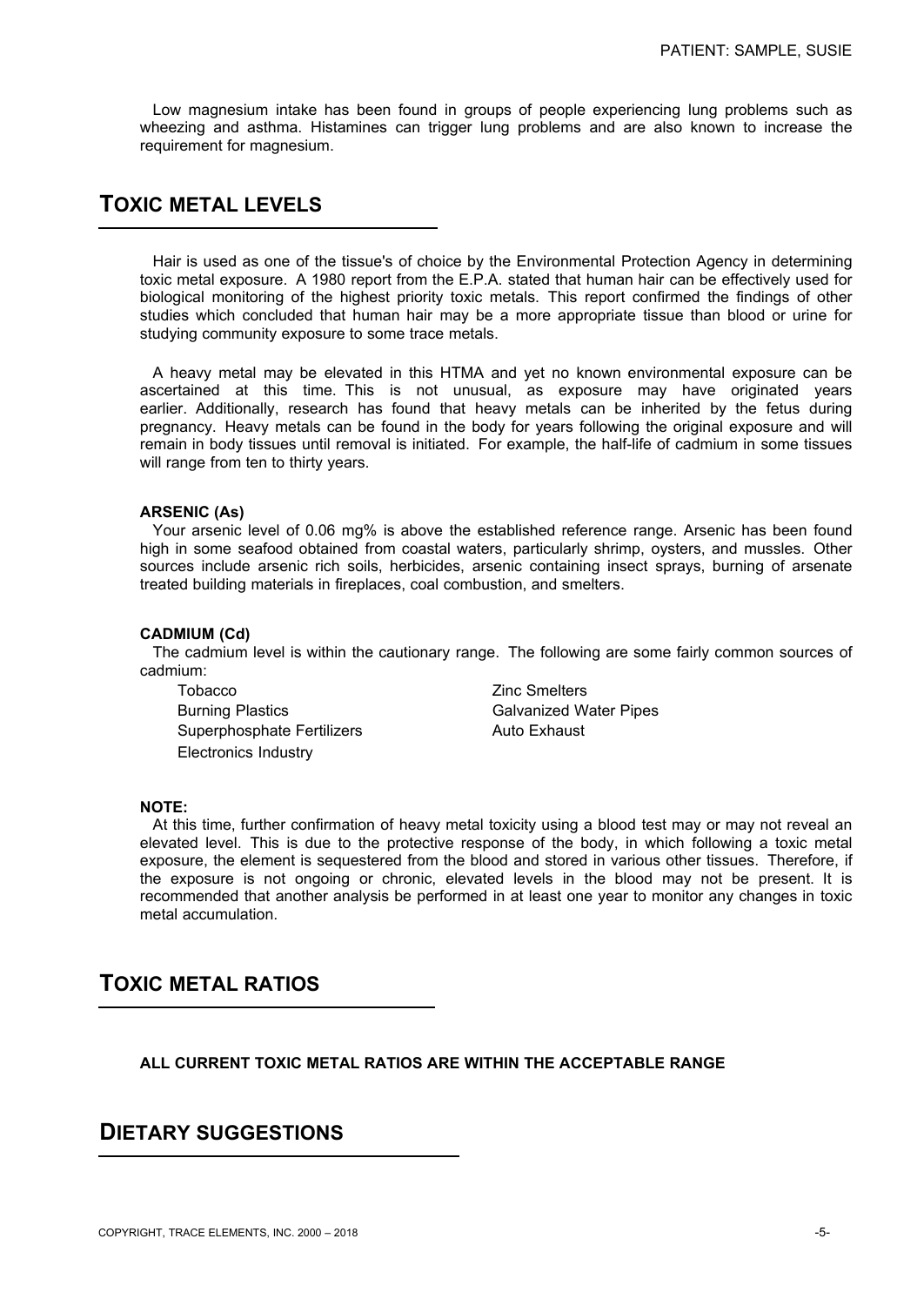Low magnesium intake has been found in groups of people experiencing lung problems such as wheezing and asthma. Histamines can trigger lung problems and are also known to increase the requirement for magnesium.

## TOXIC METAL LEVELS

Hair is used as one of the tissue's of choice by the Environmental Protection Agency in determining toxic metal exposure. A 1980 report from the E.P.A. stated that human hair can be effectively used for biological monitoring of the highest priority toxic metals. This report confirmed the findings of other studies which concluded that human hair may be a more appropriate tissue than blood or urine for studying community exposure to some trace metals.

A heavy metal may be elevated in this HTMA and yet no known environmental exposure can be ascertained at this time. This is not unusual, as exposure may have originated years earlier. Additionally, research has found that heavy metals can be inherited by the fetus during pregnancy. Heavy metals can be found in the body for years following the original exposure and will remain in body tissues until removal is initiated. For example, the half-life of cadmium in some tissues will range from ten to thirty years.

**ARSENIC (As)**

Your arsenic level of 0.06 mg% is above the established reference range. Arsenic has been found high in some seafood obtained from coastal waters, particularly shrimp, oysters, and mussels. Other sources include arsenic rich soils, herbicides, arsenic containing insect sprays, burning of arsenate treated building materials in fireplaces, coal combustion, and smelters.

**CADMIUM (Cd)**

The cadmium level is within the cautionary range. The following are some fairly common sources of cadmium:

- Tobacco
- Burning Plastics
- Superphosphate Fertilizers
- Electronics Industry
- Zinc Smelters
- Galvanized Water Pipes
- Auto Exhaust

**NOTE:**

At this time, further confirmation of heavy metal toxicity using a blood test may or may not reveal an elevated level. This is due to the protective response of the body, in which following a toxic metal exposure, the element is sequestered from the blood and stored in various other tissues. Therefore, if the exposure is not ongoing or chronic, elevated levels in the blood may not be present. It is recommended that another analysis be performed in at least one year to monitor any changes in toxic metal accumulation.

## TOXIC METAL RATIOS

**ALL CURRENT TOXIC METAL RATIOS ARE WITHIN THE ACCEPTABLE RANGE**

## DIETARY SUGGESTIONS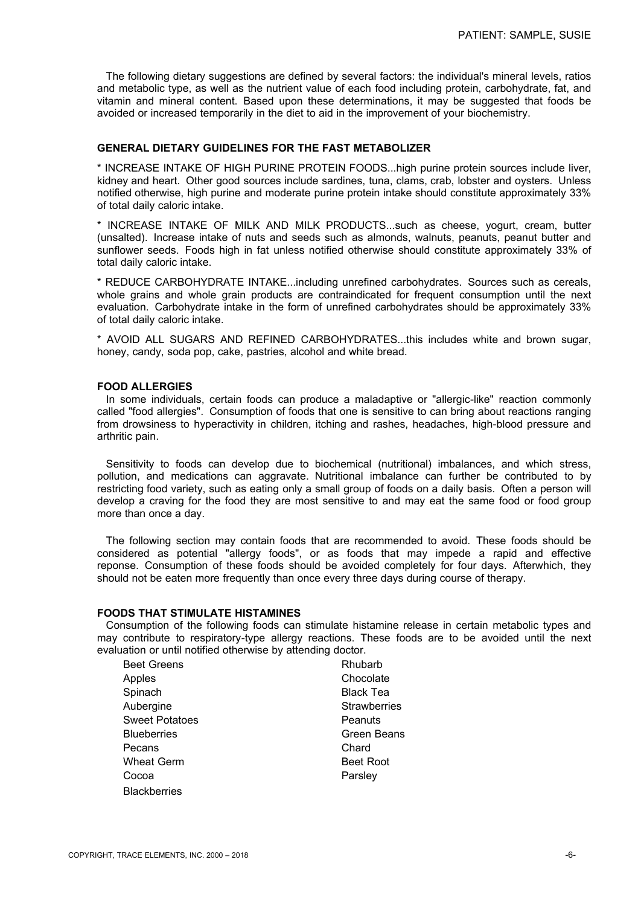The following dietary suggestions are defined by several factors: the individual's mineral levels, ratios and metabolic type, as well as the nutrient value of each food including protein, carbohydrate, fat, and vitamin and mineral content. Based upon these determinations, it may be suggested that foods be avoided or increased temporarily in the diet to aid in the improvement of your biochemistry.

### GENERAL DIETARY GUIDELINES FOR THE FAST METABOLIZER

* INCREASE INTAKE OF HIGH PURINE PROTEIN FOODS...high purine protein sources include liver, kidney and heart. Other good sources include sardines, tuna, clams, crab, lobster and oysters. Unless notified otherwise, high purine and moderate purine protein intake should constitute approximately 33% of total daily caloric intake.

* INCREASE INTAKE OF MILK AND MILK PRODUCTS...such as cheese, yogurt, cream, butter (unsalted). Increase intake of nuts and seeds such as almonds, walnuts, peanuts, peanut butter and sunflower seeds. Foods high in fat unless notified otherwise should constitute approximately 33% of total daily caloric intake.

* REDUCE CARBOHYDRATE INTAKE...including unrefined carbohydrates. Sources such as cereals, whole grains and whole grain products are contraindicated for frequent consumption until the next evaluation. Carbohydrate intake in the form of unrefined carbohydrates should be approximately 33% of total daily caloric intake.

* AVOID ALL SUGARS AND REFINED CARBOHYDRATES...this includes white and brown sugar, honey, candy, soda pop, cake, pastries, alcohol and white bread.

### FOOD ALLERGIES

In some individuals, certain foods can produce a maladaptive or "allergic-like" reaction commonly called "food allergies". Consumption of foods that one is sensitive to can bring about reactions ranging from drowsiness to hyperactivity in children, itching and rashes, headaches, high-blood pressure and arthritic pain.

Sensitivity to foods can develop due to biochemical (nutritional) imbalances, and which stress, pollution, and medications can aggravate. Nutritional imbalance can further be contributed to by restricting food variety, such as eating only a small group of foods on a daily basis. Often a person will develop a craving for the food they are most sensitive to and may eat the same food or food group more than once a day.

The following section may contain foods that are recommended to avoid. These foods should be considered as potential "allergy foods", or as foods that may impede a rapid and effective reponse. Consumption of these foods should be avoided completely for four days. Afterwhich, they should not be eaten more frequently than once every three days during course of therapy.

### FOODS THAT STIMULATE HISTAMINES

Consumption of the following foods can stimulate histamine release in certain metabolic types and may contribute to respiratory-type allergy reactions. These foods are to be avoided until the next evaluation or until notified otherwise by attending doctor.

- Beet Greens
- Apples
- Spinach
- Aubergine
- Sweet Potatoes
- Blueberries
- Pecans
- Wheat Germ
- Cocoa
- Blackberries
- Rhubarb
- Chocolate
- Black Tea
- Strawberries
- Peanuts
- Green Beans
- Chard
- Beet Root
- Parsley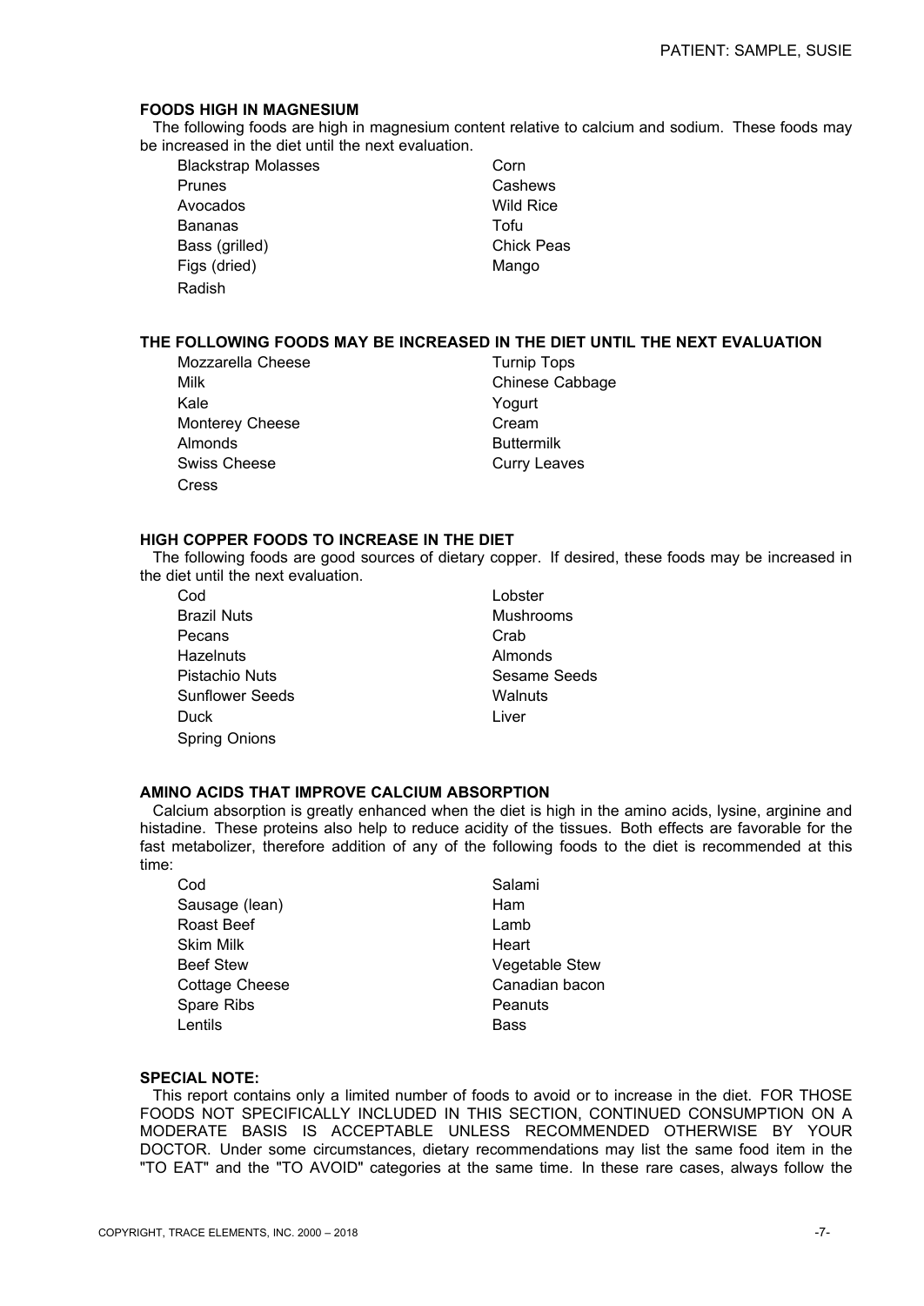## FOODS HIGH IN MAGNESIUM

The following foods are high in magnesium content relative to calcium and sodium. These foods may be increased in the diet until the next evaluation.

- Blackstrap Molasses
- Prunes
- Avocados
- Bananas
- Bass (grilled)
- Figs (dried)
- Radish
- Corn
- Cashews
- Wild Rice
- Tofu
- Chick Peas
- Mango

## THE FOLLOWING FOODS MAY BE INCREASED IN THE DIET UNTIL THE NEXT EVALUATION

- Mozzarella Cheese
- Milk
- Kale
- Monterey Cheese
- Almonds
- Swiss Cheese
- Cress
- Turnip Tops
- Chinese Cabbage
- Yogurt
- Cream
- Buttermilk
- Curry Leaves

## HIGH COPPER FOODS TO INCREASE IN THE DIET

The following foods are good sources of dietary copper. If desired, these foods may be increased in the diet until the next evaluation.

- Cod
- Brazil Nuts
- Pecans
- Hazelnuts
- Pistachio Nuts
- Sunflower Seeds
- Duck
- Spring Onions
- Lobster
- Mushrooms
- Crab
- Almonds
- Sesame Seeds
- Walnuts
- Liver

## AMINO ACIDS THAT IMPROVE CALCIUM ABSORPTION

Calcium absorption is greatly enhanced when the diet is high in the amino acids, lysine, arginine and histadine. These proteins also help to reduce acidity of the tissues. Both effects are favorable for the fast metabolizer, therefore addition of any of the following foods to the diet is recommended at this time:

- Cod
- Sausage (lean)
- Roast Beef
- Skim Milk
- Beef Stew
- Cottage Cheese
- Spare Ribs
- Lentils
- Salami
- Ham
- Lamb
- Heart
- Vegetable Stew
- Canadian bacon
- Peanuts
- Bass

## SPECIAL NOTE:

This report contains only a limited number of foods to avoid or to increase in the diet. FOR THOSE FOODS NOT SPECIFICALLY INCLUDED IN THIS SECTION, CONTINUED CONSUMPTION ON A MODERATE BASIS IS ACCEPTABLE UNLESS RECOMMENDED OTHERWISE BY YOUR DOCTOR. Under some circumstances, dietary recommendations may list the same food item in the "TO EAT" and the "TO AVOID" categories at the same time. In these rare cases, always follow the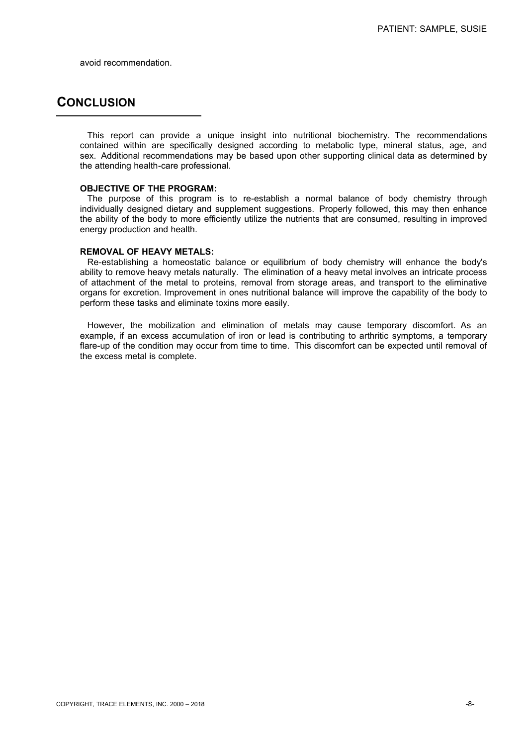avoid recommendation.

## CONCLUSION

This report can provide a unique insight into nutritional biochemistry. The recommendations contained within are specifically designed according to metabolic type, mineral status, age, and sex. Additional recommendations may be based upon other supporting clinical data as determined by the attending health-care professional.

**OBJECTIVE OF THE PROGRAM:**

The purpose of this program is to re-establish a normal balance of body chemistry through individually designed dietary and supplement suggestions. Properly followed, this may then enhance the ability of the body to more efficiently utilize the nutrients that are consumed, resulting in improved energy production and health.

**REMOVAL OF HEAVY METALS:**

Re-establishing a homeostatic balance or equilibrium of body chemistry will enhance the body's ability to remove heavy metals naturally. The elimination of a heavy metal involves an intricate process of attachment of the metal to proteins, removal from storage areas, and transport to the eliminative organs for excretion. Improvement in ones nutritional balance will improve the capability of the body to perform these tasks and eliminate toxins more easily.

However, the mobilization and elimination of metals may cause temporary discomfort. As an example, if an excess accumulation of iron or lead is contributing to arthritic symptoms, a temporary flare-up of the condition may occur from time to time. This discomfort can be expected until removal of the excess metal is complete.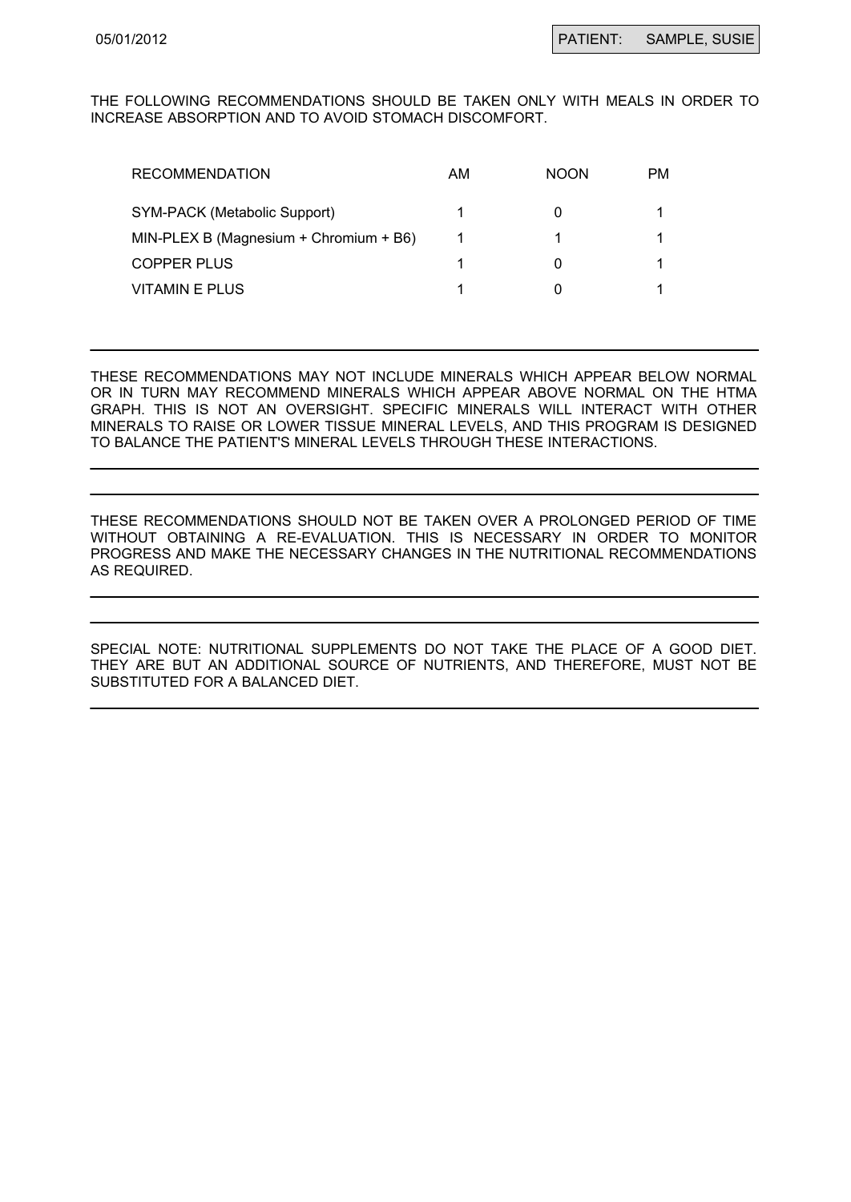THE FOLLOWING RECOMMENDATIONS SHOULD BE TAKEN ONLY WITH MEALS IN ORDER TO INCREASE ABSORPTION AND TO AVOID STOMACH DISCOMFORT.

| RECOMMENDATION | AM | NOON | PM |
|---|---|---|---|
| SYM-PACK (Metabolic Support) | 1 | 0 | 1 |
| MIN-PLEX B (Magnesium + Chromium + B6) | 1 | 1 | 1 |
| COPPER PLUS | 1 | 0 | 1 |
| VITAMIN E PLUS | 1 | 0 | 1 |

---

THESE RECOMMENDATIONS MAY NOT INCLUDE MINERALS WHICH APPEAR BELOW NORMAL OR IN TURN MAY RECOMMEND MINERALS WHICH APPEAR ABOVE NORMAL ON THE HTMA GRAPH. THIS IS NOT AN OVERSIGHT. SPECIFIC MINERALS WILL INTERACT WITH OTHER MINERALS TO RAISE OR LOWER TISSUE MINERAL LEVELS, AND THIS PROGRAM IS DESIGNED TO BALANCE THE PATIENT'S MINERAL LEVELS THROUGH THESE INTERACTIONS.

---

THESE RECOMMENDATIONS SHOULD NOT BE TAKEN OVER A PROLONGED PERIOD OF TIME WITHOUT OBTAINING A RE-EVALUATION. THIS IS NECESSARY IN ORDER TO MONITOR PROGRESS AND MAKE THE NECESSARY CHANGES IN THE NUTRITIONAL RECOMMENDATIONS AS REQUIRED.

---

SPECIAL NOTE: NUTRITIONAL SUPPLEMENTS DO NOT TAKE THE PLACE OF A GOOD DIET. THEY ARE BUT AN ADDITIONAL SOURCE OF NUTRIENTS, AND THEREFORE, MUST NOT BE SUBSTITUTED FOR A BALANCED DIET.